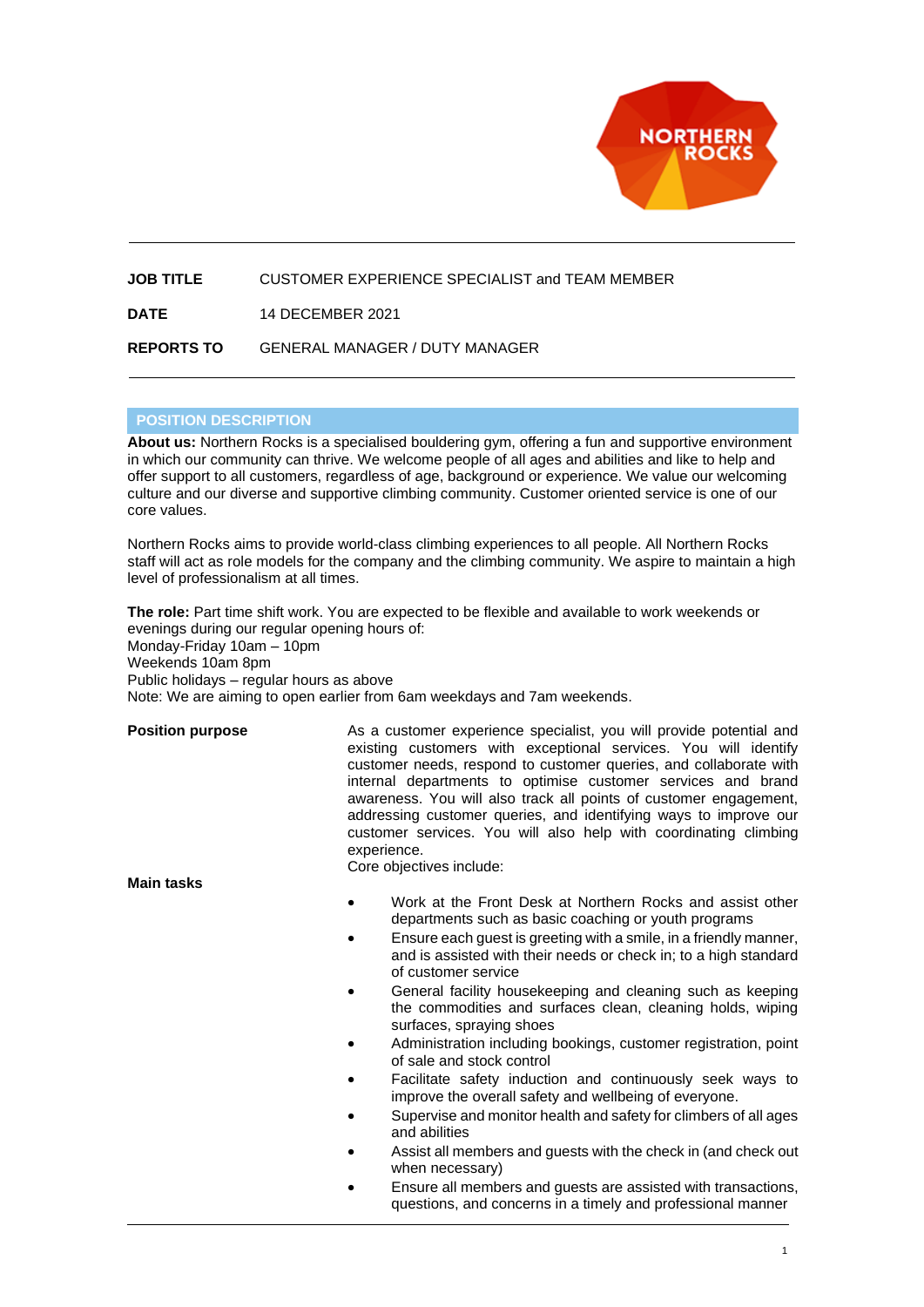| | |
|---|---|
| **JOB TITLE** | CUSTOMER EXPERIENCE SPECIALIST and TEAM MEMBER |
| **DATE** | 14 DECEMBER 2021 |
| **REPORTS TO** | GENERAL MANAGER / DUTY MANAGER |

## POSITION DESCRIPTION

**About us:** Northern Rocks is a specialised bouldering gym, offering a fun and supportive environment in which our community can thrive. We welcome people of all ages and abilities and like to help and offer support to all customers, regardless of age, background or experience. We value our welcoming culture and our diverse and supportive climbing community. Customer oriented service is one of our core values.

Northern Rocks aims to provide world-class climbing experiences to all people. All Northern Rocks staff will act as role models for the company and the climbing community. We aspire to maintain a high level of professionalism at all times.

**The role:** Part time shift work. You are expected to be flexible and available to work weekends or evenings during our regular opening hours of:
Monday-Friday 10am – 10pm
Weekends 10am 8pm
Public holidays – regular hours as above
Note: We are aiming to open earlier from 6am weekdays and 7am weekends.

**Position purpose**

As a customer experience specialist, you will provide potential and existing customers with exceptional services. You will identify customer needs, respond to customer queries, and collaborate with internal departments to optimise customer services and brand awareness. You will also track all points of customer engagement, addressing customer queries, and identifying ways to improve our customer services. You will also help with coordinating climbing experience.
Core objectives include:

**Main tasks**

- Work at the Front Desk at Northern Rocks and assist other departments such as basic coaching or youth programs
- Ensure each guest is greeting with a smile, in a friendly manner, and is assisted with their needs or check in; to a high standard of customer service
- General facility housekeeping and cleaning such as keeping the commodities and surfaces clean, cleaning holds, wiping surfaces, spraying shoes
- Administration including bookings, customer registration, point of sale and stock control
- Facilitate safety induction and continuously seek ways to improve the overall safety and wellbeing of everyone.
- Supervise and monitor health and safety for climbers of all ages and abilities
- Assist all members and guests with the check in (and check out when necessary)
- Ensure all members and guests are assisted with transactions, questions, and concerns in a timely and professional manner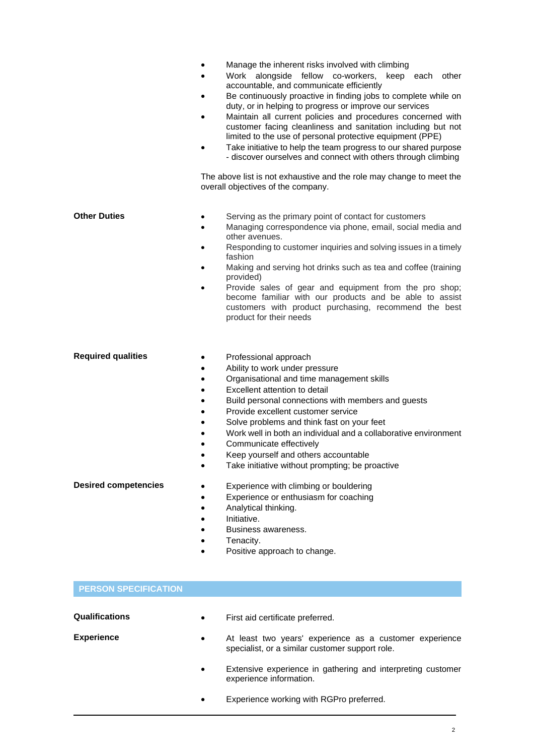- Manage the inherent risks involved with climbing
- Work alongside fellow co-workers, keep each other accountable, and communicate efficiently
- Be continuously proactive in finding jobs to complete while on duty, or in helping to progress or improve our services
- Maintain all current policies and procedures concerned with customer facing cleanliness and sanitation including but not limited to the use of personal protective equipment (PPE)
- Take initiative to help the team progress to our shared purpose - discover ourselves and connect with others through climbing

The above list is not exhaustive and the role may change to meet the overall objectives of the company.

**Other Duties**

- Serving as the primary point of contact for customers
- Managing correspondence via phone, email, social media and other avenues.
- Responding to customer inquiries and solving issues in a timely fashion
- Making and serving hot drinks such as tea and coffee (training provided)
- Provide sales of gear and equipment from the pro shop; become familiar with our products and be able to assist customers with product purchasing, recommend the best product for their needs

**Required qualities**

- Professional approach
- Ability to work under pressure
- Organisational and time management skills
- Excellent attention to detail
- Build personal connections with members and guests
- Provide excellent customer service
- Solve problems and think fast on your feet
- Work well in both an individual and a collaborative environment
- Communicate effectively
- Keep yourself and others accountable
- Take initiative without prompting; be proactive

**Desired competencies**

- Experience with climbing or bouldering
- Experience or enthusiasm for coaching
- Analytical thinking.
- Initiative.
- Business awareness.
- Tenacity.
- Positive approach to change.

## PERSON SPECIFICATION

**Qualifications**

- First aid certificate preferred.

**Experience**

- At least two years' experience as a customer experience specialist, or a similar customer support role.
- Extensive experience in gathering and interpreting customer experience information.
- Experience working with RGPro preferred.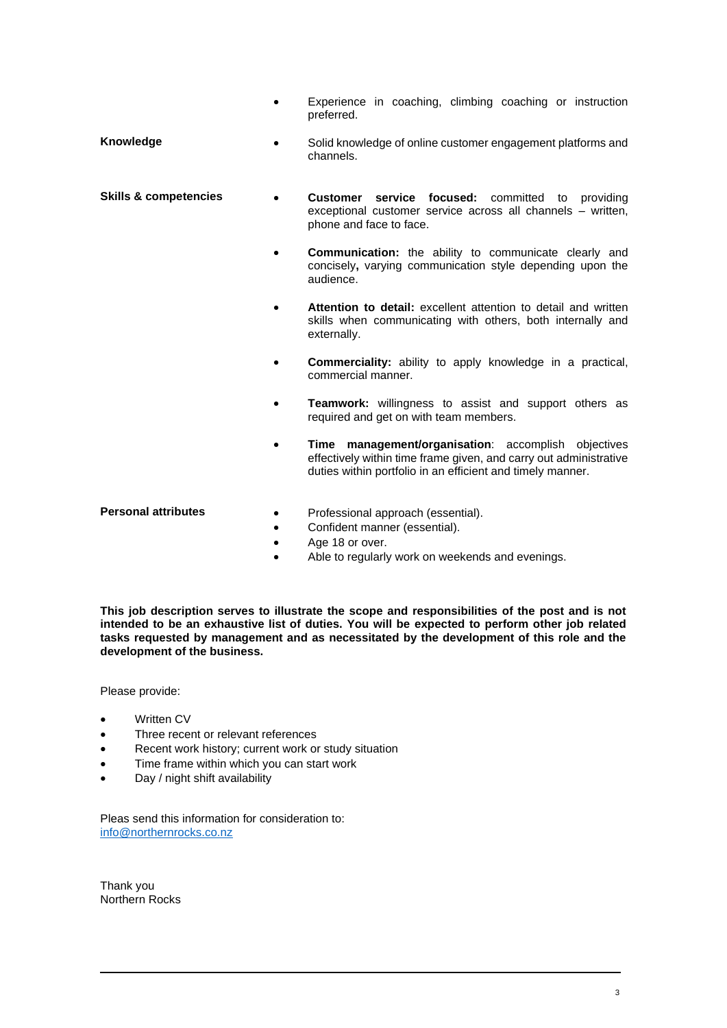- Experience in coaching, climbing coaching or instruction preferred.

**Knowledge**

- Solid knowledge of online customer engagement platforms and channels.

**Skills & competencies**

- **Customer service focused:** committed to providing exceptional customer service across all channels – written, phone and face to face.
- **Communication:** the ability to communicate clearly and concisely**,** varying communication style depending upon the audience.
- **Attention to detail:** excellent attention to detail and written skills when communicating with others, both internally and externally.
- **Commerciality:** ability to apply knowledge in a practical, commercial manner.
- **Teamwork:** willingness to assist and support others as required and get on with team members.
- **Time management/organisation**: accomplish objectives effectively within time frame given, and carry out administrative duties within portfolio in an efficient and timely manner.

**Personal attributes**

- Professional approach (essential).
- Confident manner (essential).
- Age 18 or over.
- Able to regularly work on weekends and evenings.

**This job description serves to illustrate the scope and responsibilities of the post and is not intended to be an exhaustive list of duties. You will be expected to perform other job related tasks requested by management and as necessitated by the development of this role and the development of the business.**

Please provide:

- Written CV
- Three recent or relevant references
- Recent work history; current work or study situation
- Time frame within which you can start work
- Day / night shift availability

Pleas send this information for consideration to:
info@northernrocks.co.nz

Thank you
Northern Rocks